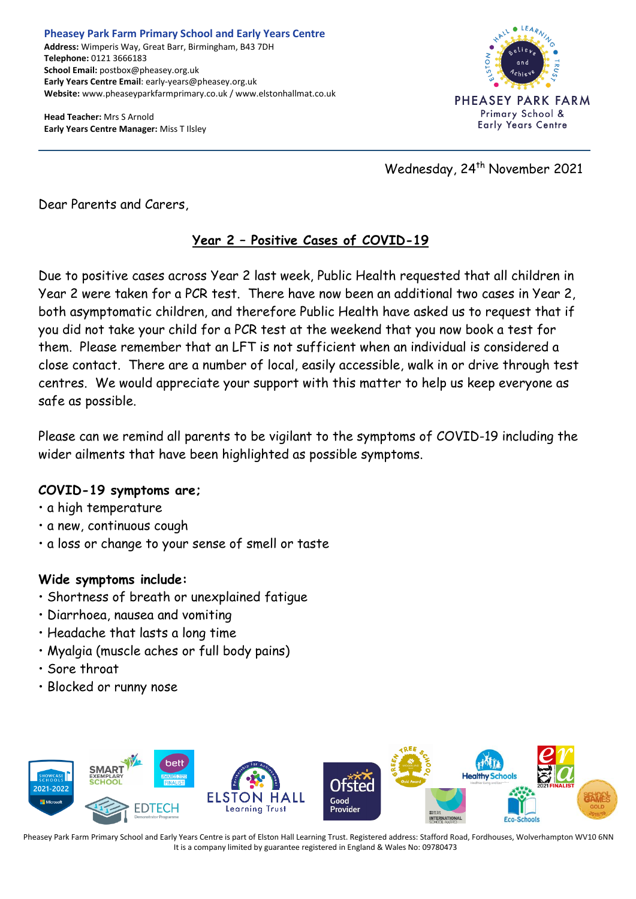**Pheasey Park Farm Primary School and Early Years Centre**
**Address:** Wimperis Way, Great Barr, Birmingham, B43 7DH
**Telephone:** 0121 3666183
**School Email:** postbox@pheasey.org.uk
**Early Years Centre Email**: early-years@pheasey.org.uk
**Website:** www.pheaseyparkfarmprimary.co.uk / www.elstonhallmat.co.uk

**Head Teacher:** Mrs S Arnold
**Early Years Centre Manager:** Miss T Ilsley

Wednesday, 24th November 2021

Dear Parents and Carers,

## Year 2 – Positive Cases of COVID-19

Due to positive cases across Year 2 last week, Public Health requested that all children in Year 2 were taken for a PCR test. There have now been an additional two cases in Year 2, both asymptomatic children, and therefore Public Health have asked us to request that if you did not take your child for a PCR test at the weekend that you now book a test for them. Please remember that an LFT is not sufficient when an individual is considered a close contact. There are a number of local, easily accessible, walk in or drive through test centres. We would appreciate your support with this matter to help us keep everyone as safe as possible.

Please can we remind all parents to be vigilant to the symptoms of COVID-19 including the wider ailments that have been highlighted as possible symptoms.

**COVID-19 symptoms are;**

- a high temperature
- a new, continuous cough
- a loss or change to your sense of smell or taste

**Wide symptoms include:**

- Shortness of breath or unexplained fatigue
- Diarrhoea, nausea and vomiting
- Headache that lasts a long time
- Myalgia (muscle aches or full body pains)
- Sore throat
- Blocked or runny nose

Pheasey Park Farm Primary School and Early Years Centre is part of Elston Hall Learning Trust. Registered address: Stafford Road, Fordhouses, Wolverhampton WV10 6NN
It is a company limited by guarantee registered in England & Wales No: 09780473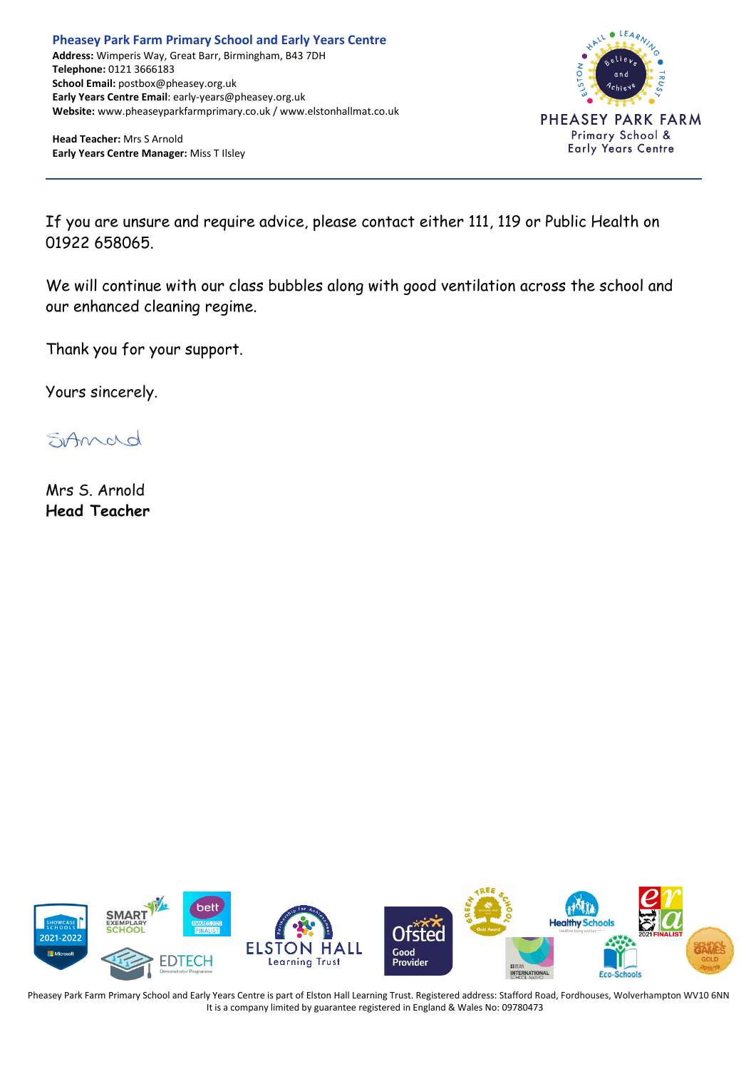**Pheasey Park Farm Primary School and Early Years Centre**
**Address:** Wimperis Way, Great Barr, Birmingham, B43 7DH
**Telephone:** 0121 3666183
**School Email:** postbox@pheasey.org.uk
**Early Years Centre Email**: early-years@pheasey.org.uk
**Website:** www.pheaseyparkfarmprimary.co.uk / www.elstonhallmat.co.uk

**Head Teacher:** Mrs S Arnold
**Early Years Centre Manager:** Miss T Ilsley

PHEASEY PARK FARM
Primary School &
Early Years Centre

If you are unsure and require advice, please contact either 111, 119 or Public Health on 01922 658065.

We will continue with our class bubbles along with good ventilation across the school and our enhanced cleaning regime.

Thank you for your support.

Yours sincerely.

Mrs S. Arnold
**Head Teacher**

Pheasey Park Farm Primary School and Early Years Centre is part of Elston Hall Learning Trust. Registered address: Stafford Road, Fordhouses, Wolverhampton WV10 6NN
It is a company limited by guarantee registered in England & Wales No: 09780473